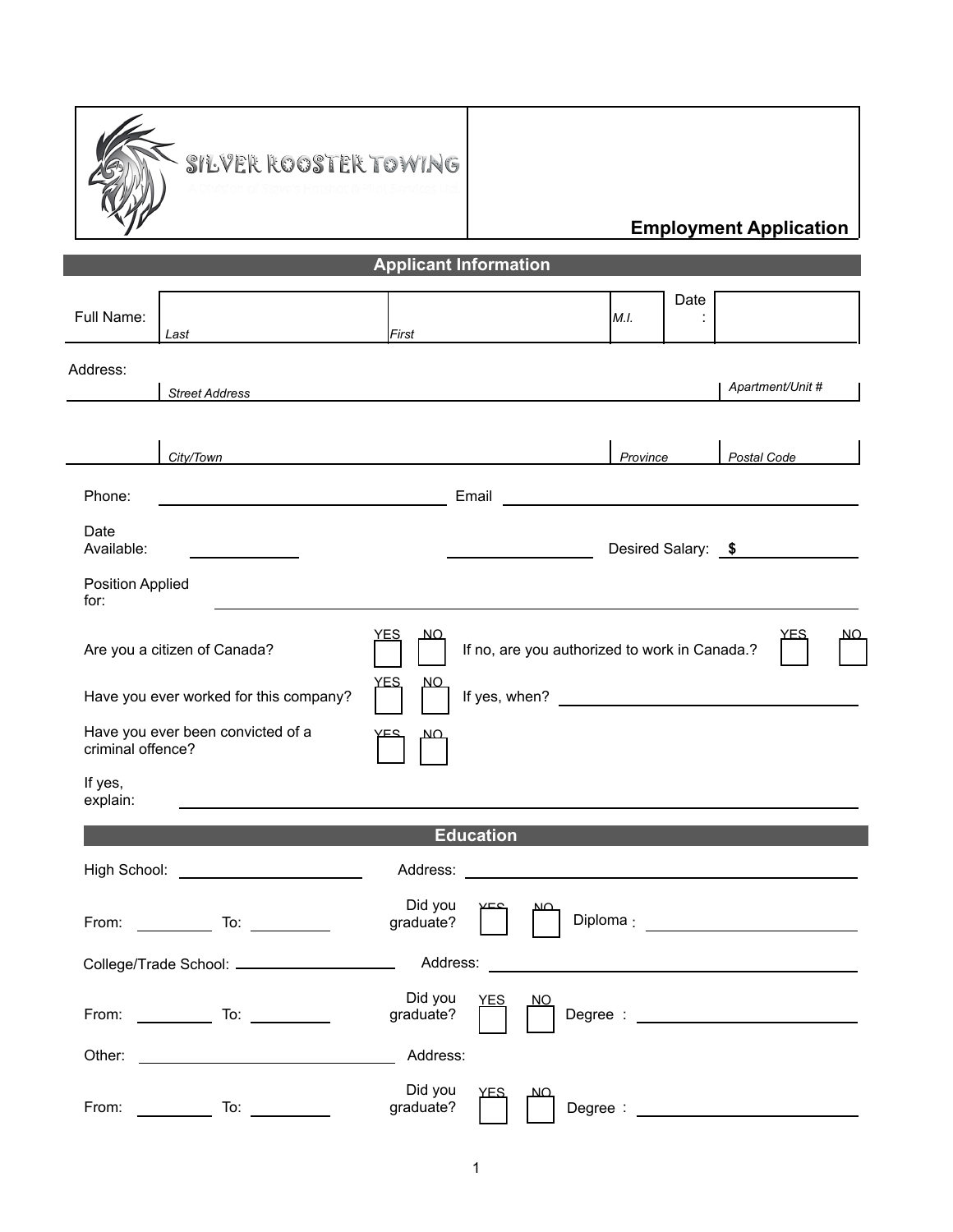**SILVER ROOSTER TOWING**

# Employment Application

## Applicant Information

| Full Name: | Last | First | M.I. | Date: | |
|---|---|---|---|---|---|

Address:

| Street Address | Apartment/Unit # |
|---|---|

| City/Town | Province | Postal Code |
|---|---|---|

Phone: ______________________ Email ______________________

Date Available: ____________ ____________ Desired Salary: $ ____________

Position Applied for: ______________________________________________

Are you a citizen of Canada? YES ☐ NO ☐ If no, are you authorized to work in Canada.? YES ☐ NO ☐

Have you ever worked for this company? YES ☐ NO ☐ If yes, when? ______________________

Have you ever been convicted of a criminal offence? YES ☐ NO ☐

If yes, explain: ______________________________________________

## Education

High School: ______________________ Address: ______________________

From: __________ To: __________ Did you graduate? YES ☐ NO ☐ Diploma : ______________________

College/Trade School: ______________________ Address: ______________________

From: __________ To: __________ Did you graduate? YES ☐ NO ☐ Degree : ______________________

Other: ______________________ Address:

From: __________ To: __________ Did you graduate? YES ☐ NO ☐ Degree : ______________________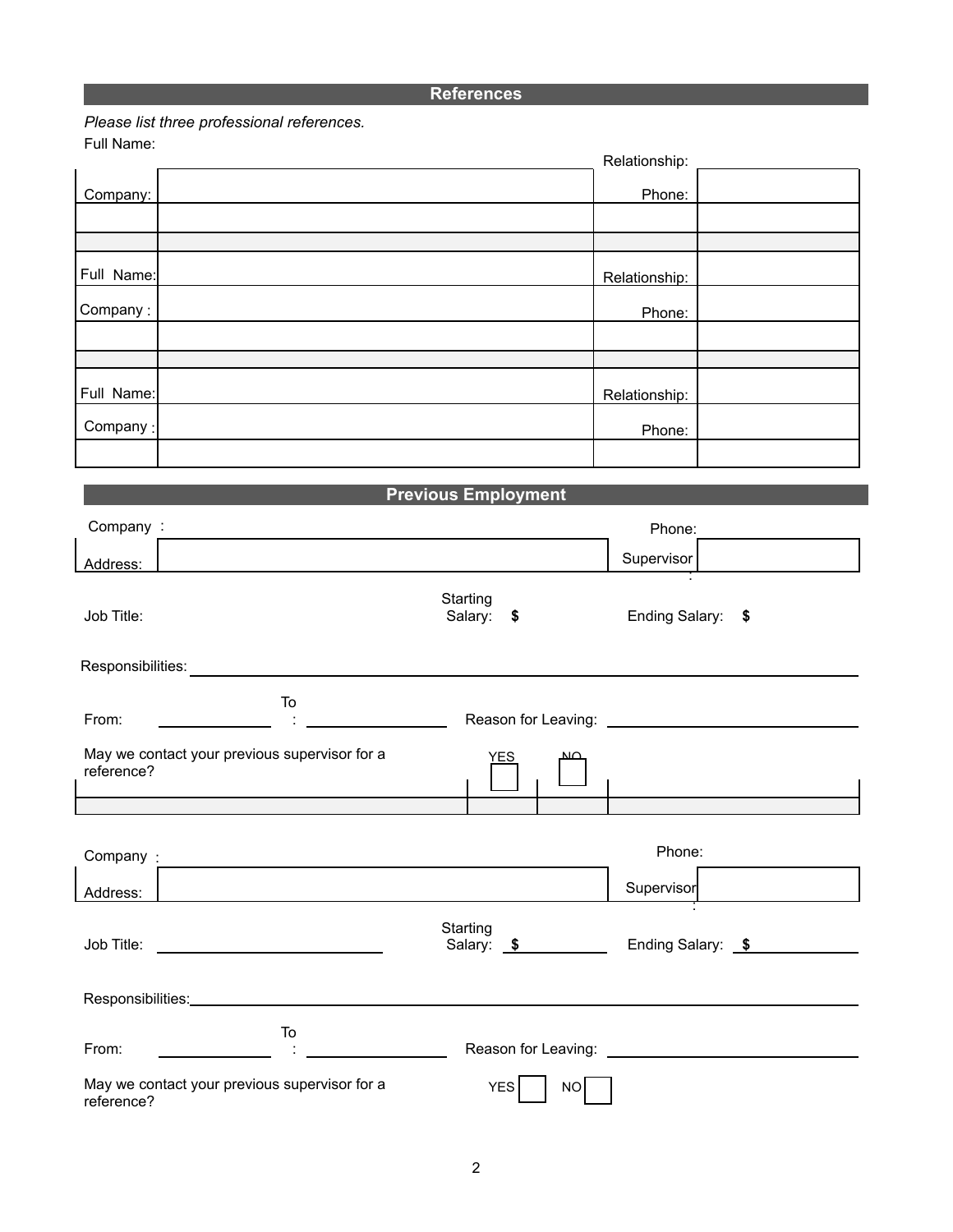## References

*Please list three professional references.*

| | | | |
|---|---|---|---|
| Full Name: | | Relationship: | |
| Company: | | Phone: | |
| | | | |
| | | | |
| Full Name: | | Relationship: | |
| Company : | | Phone: | |
| | | | |
| | | | |
| Full Name: | | Relationship: | |
| Company : | | Phone: | |
| | | | |

## Previous Employment

Company : Phone:

Address: Supervisor :

Job Title: Starting Salary: $ Ending Salary: $

Responsibilities: ______________________________

From: __________ To : __________ Reason for Leaving: __________

May we contact your previous supervisor for a reference? YES ☐ NO ☐

Company : Phone:

Address: Supervisor :

Job Title: __________ Starting Salary: $ __________ Ending Salary: $ __________

Responsibilities: ______________________________

From: __________ To : __________ Reason for Leaving: __________

May we contact your previous supervisor for a reference? YES ☐ NO ☐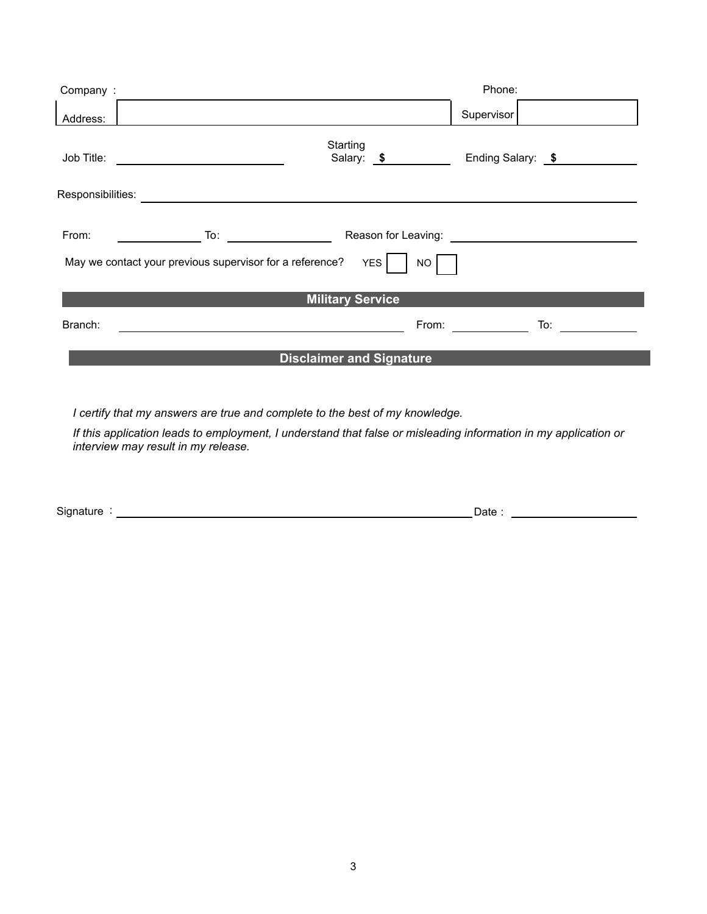Company :

Phone:

Address:

Supervisor

Job Title: ______________________

Starting Salary: $ ______________

Ending Salary: $ ______________

Responsibilities: ______________________________________________

From: ______________ To: ______________

Reason for Leaving: ______________________

May we contact your previous supervisor for a reference? YES ☐ NO ☐

## Military Service

Branch: ______________________ From: ______________ To: ______________

## Disclaimer and Signature

*I certify that my answers are true and complete to the best of my knowledge.*

*If this application leads to employment, I understand that false or misleading information in my application or interview may result in my release.*

Signature : ______________________________ Date : ______________